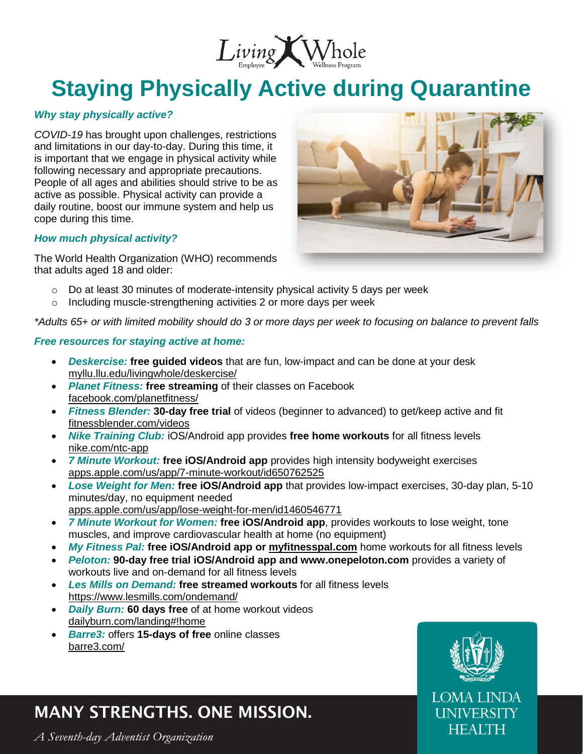Living Whole Employee Wellness Program

# Staying Physically Active during Quarantine

### *Why stay physically active?*

*COVID-19* has brought upon challenges, restrictions and limitations in our day-to-day. During this time, it is important that we engage in physical activity while following necessary and appropriate precautions. People of all ages and abilities should strive to be as active as possible. Physical activity can provide a daily routine, boost our immune system and help us cope during this time.

### *How much physical activity?*

The World Health Organization (WHO) recommends that adults aged 18 and older:

- Do at least 30 minutes of moderate-intensity physical activity 5 days per week
- Including muscle-strengthening activities 2 or more days per week

*\*Adults 65+ or with limited mobility should do 3 or more days per week to focusing on balance to prevent falls*

### *Free resources for staying active at home:*

- ***Deskercise:*** **free guided videos** that are fun, low-impact and can be done at your desk
  myllu.llu.edu/livingwhole/deskercise/
- ***Planet Fitness:*** **free streaming** of their classes on Facebook
  facebook.com/planetfitness/
- ***Fitness Blender:*** **30-day free trial** of videos (beginner to advanced) to get/keep active and fit
  fitnessblender.com/videos
- ***Nike Training Club:*** iOS/Android app provides **free home workouts** for all fitness levels
  nike.com/ntc-app
- ***7 Minute Workout:*** **free iOS/Android app** provides high intensity bodyweight exercises
  apps.apple.com/us/app/7-minute-workout/id650762525
- ***Lose Weight for Men:*** **free iOS/Android app** that provides low-impact exercises, 30-day plan, 5-10 minutes/day, no equipment needed
  apps.apple.com/us/app/lose-weight-for-men/id1460546771
- ***7 Minute Workout for Women:*** **free iOS/Android app**, provides workouts to lose weight, tone muscles, and improve cardiovascular health at home (no equipment)
- ***My Fitness Pal:*** **free iOS/Android app or myfitnesspal.com** home workouts for all fitness levels
- ***Peloton:*** **90-day free trial iOS/Android app and www.onepeloton.com** provides a variety of workouts live and on-demand for all fitness levels
- ***Les Mills on Demand:*** **free streamed workouts** for all fitness levels
  https://www.lesmills.com/ondemand/
- ***Daily Burn:*** **60 days free** of at home workout videos
  dailyburn.com/landing#!home
- ***Barre3:*** offers **15-days of free** online classes
  barre3.com/

**MANY STRENGTHS. ONE MISSION.**

*A Seventh-day Adventist Organization*

LOMA LINDA UNIVERSITY HEALTH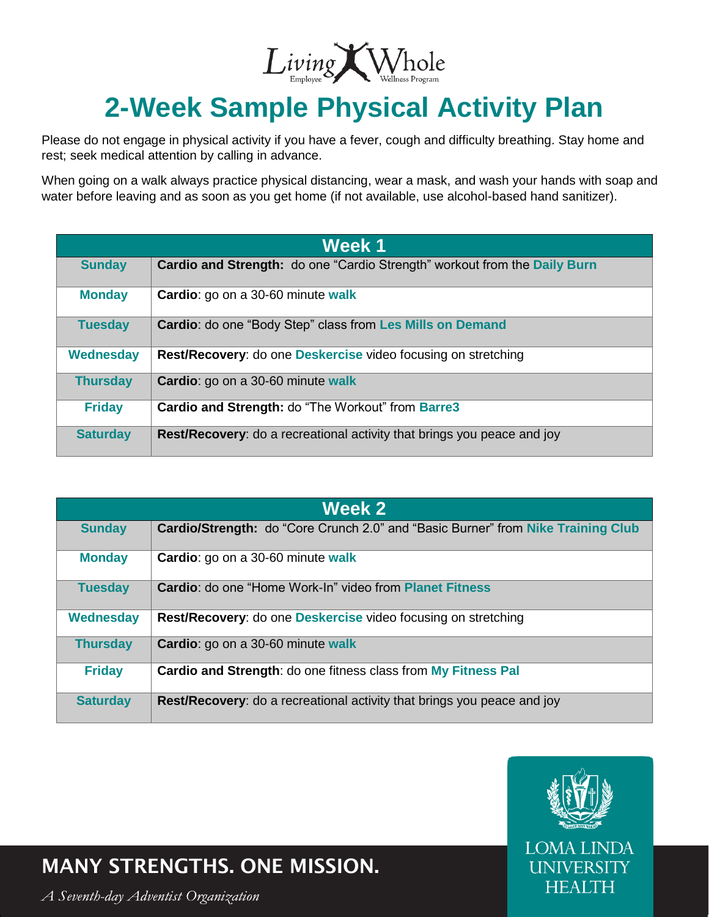Living Whole Employee Wellness Program

# 2-Week Sample Physical Activity Plan

Please do not engage in physical activity if you have a fever, cough and difficulty breathing. Stay home and rest; seek medical attention by calling in advance.

When going on a walk always practice physical distancing, wear a mask, and wash your hands with soap and water before leaving and as soon as you get home (if not available, use alcohol-based hand sanitizer).

| Week 1 | |
|---|---|
| **Sunday** | **Cardio and Strength:** do one "Cardio Strength" workout from the **Daily Burn** |
| **Monday** | **Cardio**: go on a 30-60 minute **walk** |
| **Tuesday** | **Cardio**: do one "Body Step" class from **Les Mills on Demand** |
| **Wednesday** | **Rest/Recovery**: do one **Deskercise** video focusing on stretching |
| **Thursday** | **Cardio**: go on a 30-60 minute **walk** |
| **Friday** | **Cardio and Strength:** do "The Workout" from **Barre3** |
| **Saturday** | **Rest/Recovery**: do a recreational activity that brings you peace and joy |

| Week 2 | |
|---|---|
| **Sunday** | **Cardio/Strength:** do "Core Crunch 2.0" and "Basic Burner" from **Nike Training Club** |
| **Monday** | **Cardio**: go on a 30-60 minute **walk** |
| **Tuesday** | **Cardio**: do one "Home Work-In" video from **Planet Fitness** |
| **Wednesday** | **Rest/Recovery**: do one **Deskercise** video focusing on stretching |
| **Thursday** | **Cardio**: go on a 30-60 minute **walk** |
| **Friday** | **Cardio and Strength**: do one fitness class from **My Fitness Pal** |
| **Saturday** | **Rest/Recovery**: do a recreational activity that brings you peace and joy |

**MANY STRENGTHS. ONE MISSION.**

*A Seventh-day Adventist Organization*

LOMA LINDA UNIVERSITY HEALTH